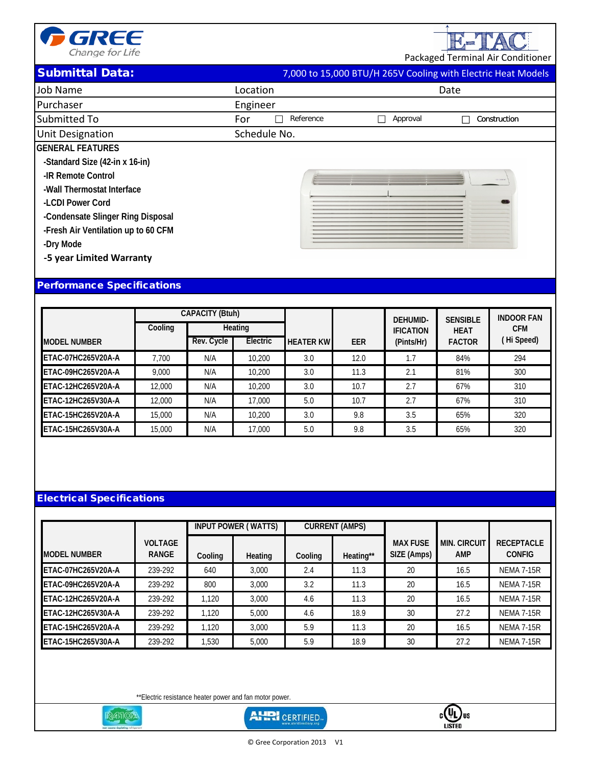GREE
Change for Life

E-TAC
Packaged Terminal Air Conditioner

## Submittal Data: 7,000 to 15,000 BTU/H 265V Cooling with Electric Heat Models

| Job Name | Location | Date |
|---|---|---|
| Purchaser | Engineer | |
| Submitted To | For ☐ Reference ☐ Approval ☐ Construction | |
| Unit Designation | Schedule No. | |

### GENERAL FEATURES

- -Standard Size (42-in x 16-in)
- -IR Remote Control
- -Wall Thermostat Interface
- -LCDI Power Cord
- -Condensate Slinger Ring Disposal
- -Fresh Air Ventilation up to 60 CFM
- -Dry Mode
- -5 year Limited Warranty

## Performance Specifications

| MODEL NUMBER | CAPACITY (Btuh) Cooling | Heating Rev. Cycle | Heating Electric | HEATER KW | EER | DEHUMID-IFICATION (Pints/Hr) | SENSIBLE HEAT FACTOR | INDOOR FAN CFM ( Hi Speed) |
|---|---|---|---|---|---|---|---|---|
| ETAC-07HC265V20A-A | 7,700 | N/A | 10,200 | 3.0 | 12.0 | 1.7 | 84% | 294 |
| ETAC-09HC265V20A-A | 9,000 | N/A | 10,200 | 3.0 | 11.3 | 2.1 | 81% | 300 |
| ETAC-12HC265V20A-A | 12,000 | N/A | 10,200 | 3.0 | 10.7 | 2.7 | 67% | 310 |
| ETAC-12HC265V30A-A | 12,000 | N/A | 17,000 | 5.0 | 10.7 | 2.7 | 67% | 310 |
| ETAC-15HC265V20A-A | 15,000 | N/A | 10,200 | 3.0 | 9.8 | 3.5 | 65% | 320 |
| ETAC-15HC265V30A-A | 15,000 | N/A | 17,000 | 5.0 | 9.8 | 3.5 | 65% | 320 |

## Electrical Specifications

| MODEL NUMBER | VOLTAGE RANGE | INPUT POWER ( WATTS) Cooling | INPUT POWER ( WATTS) Heating | CURRENT (AMPS) Cooling | CURRENT (AMPS) Heating** | MAX FUSE SIZE (Amps) | MIN. CIRCUIT AMP | RECEPTACLE CONFIG |
|---|---|---|---|---|---|---|---|---|
| ETAC-07HC265V20A-A | 239-292 | 640 | 3,000 | 2.4 | 11.3 | 20 | 16.5 | NEMA 7-15R |
| ETAC-09HC265V20A-A | 239-292 | 800 | 3,000 | 3.2 | 11.3 | 20 | 16.5 | NEMA 7-15R |
| ETAC-12HC265V20A-A | 239-292 | 1,120 | 3,000 | 4.6 | 11.3 | 20 | 16.5 | NEMA 7-15R |
| ETAC-12HC265V30A-A | 239-292 | 1,120 | 5,000 | 4.6 | 18.9 | 30 | 27.2 | NEMA 7-15R |
| ETAC-15HC265V20A-A | 239-292 | 1,120 | 3,000 | 5.9 | 11.3 | 20 | 16.5 | NEMA 7-15R |
| ETAC-15HC265V30A-A | 239-292 | 1,530 | 5,000 | 5.9 | 18.9 | 30 | 27.2 | NEMA 7-15R |

**Electric resistance heater power and fan motor power.

R410A · AHRI CERTIFIED · c UL us LISTED

© Gree Corporation 2013 V1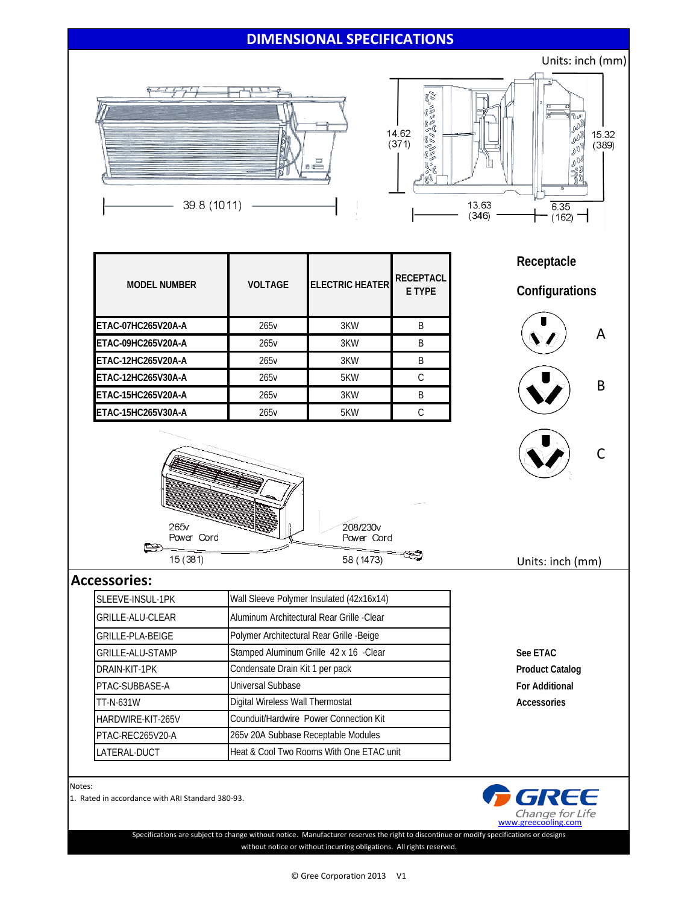## DIMENSIONAL SPECIFICATIONS

Units: inch (mm)

39.8 (1011)

14.62 (371)

13.63 (346)

6.35 (162)

15.32 (389)

| MODEL NUMBER | VOLTAGE | ELECTRIC HEATER | RECEPTACLE TYPE |
|---|---|---|---|
| ETAC-07HC265V20A-A | 265v | 3KW | B |
| ETAC-09HC265V20A-A | 265v | 3KW | B |
| ETAC-12HC265V20A-A | 265v | 3KW | B |
| ETAC-12HC265V30A-A | 265v | 5KW | C |
| ETAC-15HC265V20A-A | 265v | 3KW | B |
| ETAC-15HC265V30A-A | 265v | 5KW | C |

**Receptacle Configurations**

A

B

C

265v Power Cord

15 (381)

208/230v Power Cord

58 (1473)

Units: inch (mm)

## Accessories:

| | |
|---|---|
| SLEEVE-INSUL-1PK | Wall Sleeve Polymer Insulated (42x16x14) |
| GRILLE-ALU-CLEAR | Aluminum Architectural Rear Grille -Clear |
| GRILLE-PLA-BEIGE | Polymer Architectural Rear Grille -Beige |
| GRILLE-ALU-STAMP | Stamped Aluminum Grille 42 x 16 -Clear |
| DRAIN-KIT-1PK | Condensate Drain Kit 1 per pack |
| PTAC-SUBBASE-A | Universal Subbase |
| TT-N-631W | Digital Wireless Wall Thermostat |
| HARDWIRE-KIT-265V | Counduit/Hardwire Power Connection Kit |
| PTAC-REC265V20-A | 265v 20A Subbase Receptable Modules |
| LATERAL-DUCT | Heat & Cool Two Rooms With One ETAC unit |

**See ETAC Product Catalog For Additional Accessories**

Notes:

1. Rated in accordance with ARI Standard 380-93.

GREE Change for Life
www.greecooling.com

Specifications are subject to change without notice. Manufacturer reserves the right to discontinue or modify specifications or designs without notice or without incurring obligations. All rights reserved.

© Gree Corporation 2013 V1